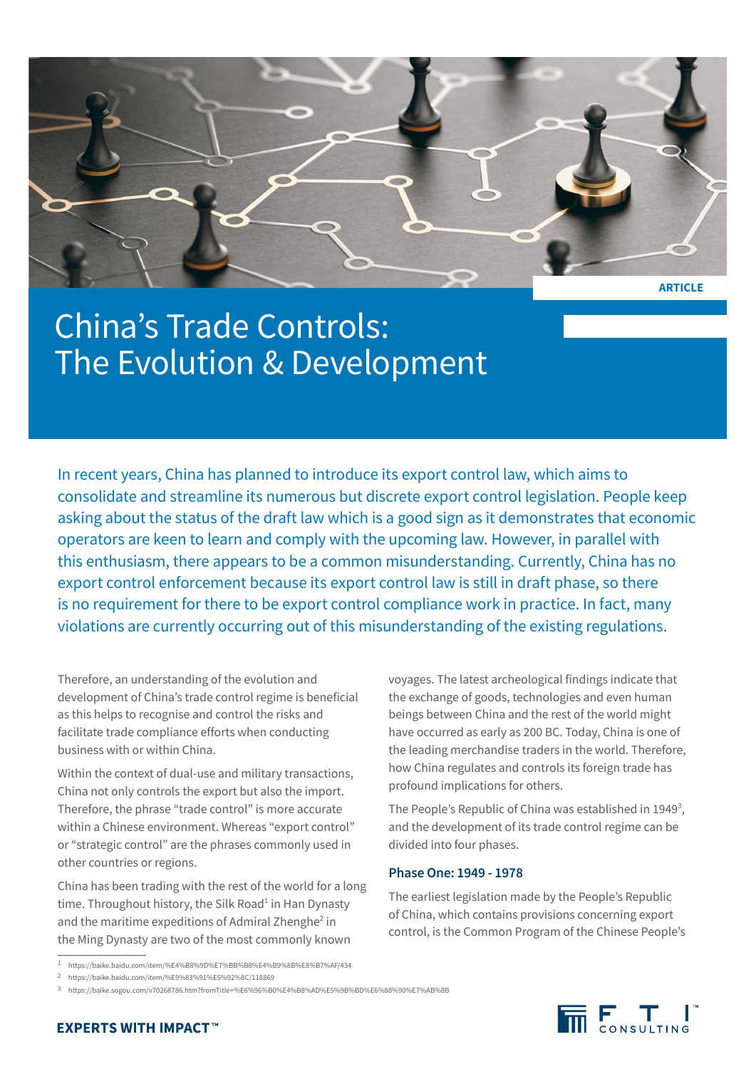ARTICLE

# China's Trade Controls: The Evolution & Development

In recent years, China has planned to introduce its export control law, which aims to consolidate and streamline its numerous but discrete export control legislation. People keep asking about the status of the draft law which is a good sign as it demonstrates that economic operators are keen to learn and comply with the upcoming law. However, in parallel with this enthusiasm, there appears to be a common misunderstanding. Currently, China has no export control enforcement because its export control law is still in draft phase, so there is no requirement for there to be export control compliance work in practice. In fact, many violations are currently occurring out of this misunderstanding of the existing regulations.

Therefore, an understanding of the evolution and development of China's trade control regime is beneficial as this helps to recognise and control the risks and facilitate trade compliance efforts when conducting business with or within China.

Within the context of dual-use and military transactions, China not only controls the export but also the import. Therefore, the phrase "trade control" is more accurate within a Chinese environment. Whereas "export control" or "strategic control" are the phrases commonly used in other countries or regions.

China has been trading with the rest of the world for a long time. Throughout history, the Silk Road[1] in Han Dynasty and the maritime expeditions of Admiral Zhenghe[2] in the Ming Dynasty are two of the most commonly known voyages. The latest archeological findings indicate that the exchange of goods, technologies and even human beings between China and the rest of the world might have occurred as early as 200 BC. Today, China is one of the leading merchandise traders in the world. Therefore, how China regulates and controls its foreign trade has profound implications for others.

The People's Republic of China was established in 1949[3], and the development of its trade control regime can be divided into four phases.

### Phase One: 1949 - 1978

The earliest legislation made by the People's Republic of China, which contains provisions concerning export control, is the Common Program of the Chinese People's

---

1 https://baike.baidu.com/item/%E4%B8%9D%E7%BB%B8%E4%B9%8B%E8%B7%AF/434

2 https://baike.baidu.com/item/%E9%83%91%E5%92%8C/118869

3 https://baike.sogou.com/v70268786.htm?fromTitle=%E6%96%B0%E4%B8%AD%E5%9B%BD%E6%88%90%E7%AB%8B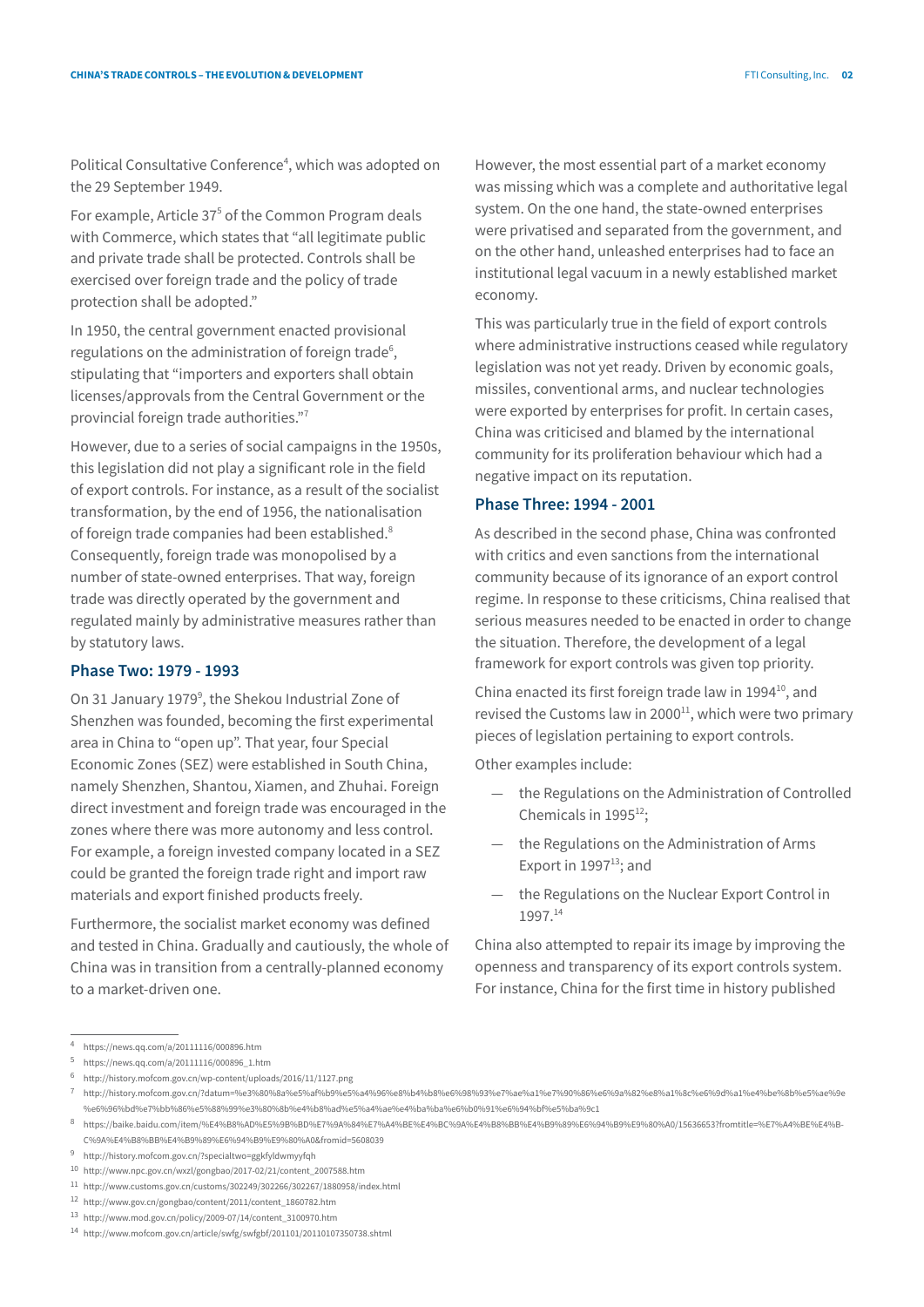Political Consultative Conference[4], which was adopted on the 29 September 1949.

For example, Article 37[5] of the Common Program deals with Commerce, which states that "all legitimate public and private trade shall be protected. Controls shall be exercised over foreign trade and the policy of trade protection shall be adopted."

In 1950, the central government enacted provisional regulations on the administration of foreign trade[6], stipulating that "importers and exporters shall obtain licenses/approvals from the Central Government or the provincial foreign trade authorities."[7]

However, due to a series of social campaigns in the 1950s, this legislation did not play a significant role in the field of export controls. For instance, as a result of the socialist transformation, by the end of 1956, the nationalisation of foreign trade companies had been established.[8] Consequently, foreign trade was monopolised by a number of state-owned enterprises. That way, foreign trade was directly operated by the government and regulated mainly by administrative measures rather than by statutory laws.

### Phase Two: 1979 - 1993

On 31 January 1979[9], the Shekou Industrial Zone of Shenzhen was founded, becoming the first experimental area in China to "open up". That year, four Special Economic Zones (SEZ) were established in South China, namely Shenzhen, Shantou, Xiamen, and Zhuhai. Foreign direct investment and foreign trade was encouraged in the zones where there was more autonomy and less control. For example, a foreign invested company located in a SEZ could be granted the foreign trade right and import raw materials and export finished products freely.

Furthermore, the socialist market economy was defined and tested in China. Gradually and cautiously, the whole of China was in transition from a centrally-planned economy to a market-driven one.

However, the most essential part of a market economy was missing which was a complete and authoritative legal system. On the one hand, the state-owned enterprises were privatised and separated from the government, and on the other hand, unleashed enterprises had to face an institutional legal vacuum in a newly established market economy.

This was particularly true in the field of export controls where administrative instructions ceased while regulatory legislation was not yet ready. Driven by economic goals, missiles, conventional arms, and nuclear technologies were exported by enterprises for profit. In certain cases, China was criticised and blamed by the international community for its proliferation behaviour which had a negative impact on its reputation.

### Phase Three: 1994 - 2001

As described in the second phase, China was confronted with critics and even sanctions from the international community because of its ignorance of an export control regime. In response to these criticisms, China realised that serious measures needed to be enacted in order to change the situation. Therefore, the development of a legal framework for export controls was given top priority.

China enacted its first foreign trade law in 1994[10], and revised the Customs law in 2000[11], which were two primary pieces of legislation pertaining to export controls.

Other examples include:

- the Regulations on the Administration of Controlled Chemicals in 1995[12];
- the Regulations on the Administration of Arms Export in 1997[13]; and
- the Regulations on the Nuclear Export Control in 1997.[14]

China also attempted to repair its image by improving the openness and transparency of its export controls system. For instance, China for the first time in history published

---

4 https://news.qq.com/a/20111116/000896.htm

5 https://news.qq.com/a/20111116/000896_1.htm

6 http://history.mofcom.gov.cn/wp-content/uploads/2016/11/1127.png

7 http://history.mofcom.gov.cn/?datum=%e3%80%8a%e5%af%b9%e5%a4%96%e8%b4%b8%e6%98%93%e7%ae%a1%e7%90%86%e6%9a%82%e8%a1%8c%e6%9d%a1%e4%be%8b%e5%ae%9e%e6%96%bd%e7%bb%86%e5%88%99%e3%80%8b%e4%b8%ad%e5%a4%ae%e4%ba%ba%e6%b0%91%e6%94%bf%e5%ba%9c1

8 https://baike.baidu.com/item/%E4%B8%AD%E5%9B%BD%E7%9A%84%E7%A4%BE%E4%BC%9A%E4%B8%BB%E4%B9%89%E6%94%B9%E9%80%A0/15636653?fromtitle=%E7%A4%BE%E4%BC%9A%E4%B8%BB%E4%B9%89%E6%94%B9%E9%80%A0&fromid=5608039

9 http://history.mofcom.gov.cn/?specialtwo=ggkfyldwmyyfqh

10 http://www.npc.gov.cn/wxzl/gongbao/2017-02/21/content_2007588.htm

11 http://www.customs.gov.cn/customs/302249/302266/302267/1880958/index.html

12 http://www.gov.cn/gongbao/content/2011/content_1860782.htm

13 http://www.mod.gov.cn/policy/2009-07/14/content_3100970.htm

14 http://www.mofcom.gov.cn/article/swfg/swfgbf/201101/20110107350738.shtml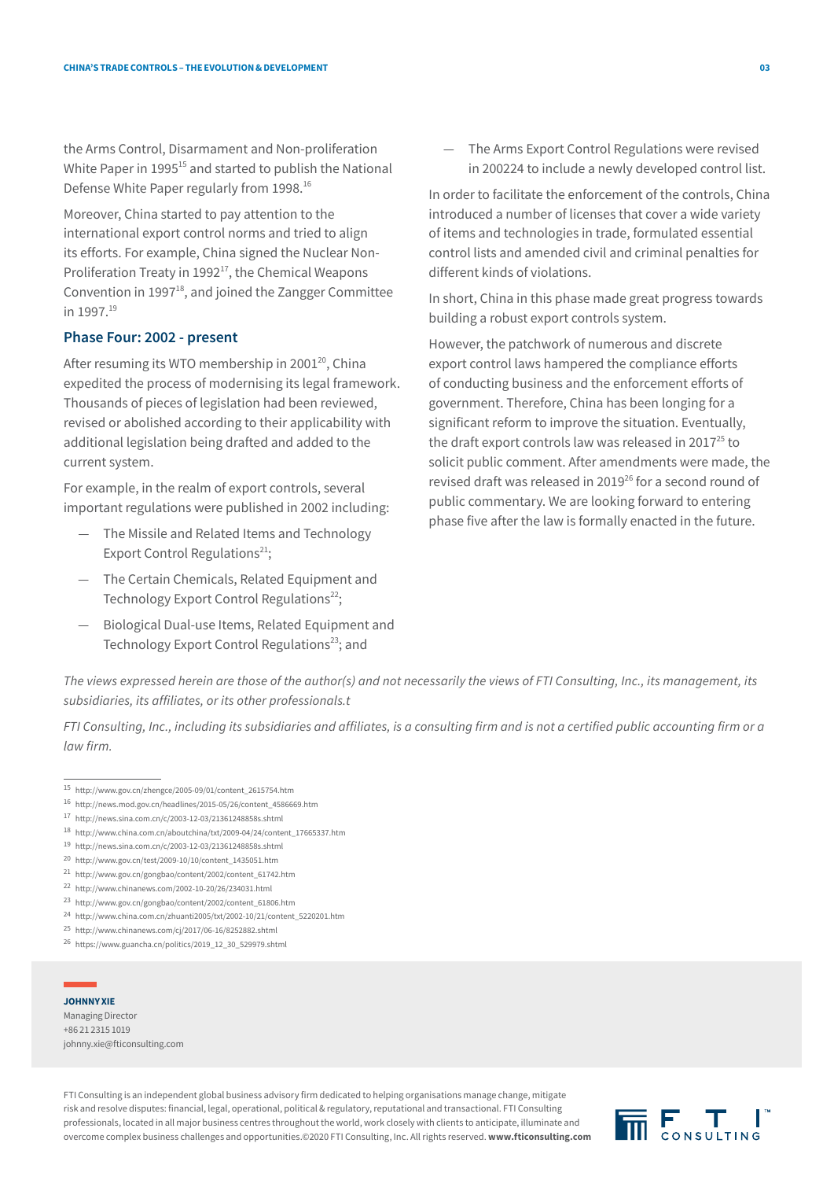the Arms Control, Disarmament and Non-proliferation White Paper in 1995[15] and started to publish the National Defense White Paper regularly from 1998.[16]

Moreover, China started to pay attention to the international export control norms and tried to align its efforts. For example, China signed the Nuclear Non-Proliferation Treaty in 1992[17], the Chemical Weapons Convention in 1997[18], and joined the Zangger Committee in 1997.[19]

### Phase Four: 2002 - present

After resuming its WTO membership in 2001[20], China expedited the process of modernising its legal framework. Thousands of pieces of legislation had been reviewed, revised or abolished according to their applicability with additional legislation being drafted and added to the current system.

For example, in the realm of export controls, several important regulations were published in 2002 including:

- The Missile and Related Items and Technology Export Control Regulations[21];
- The Certain Chemicals, Related Equipment and Technology Export Control Regulations[22];
- Biological Dual-use Items, Related Equipment and Technology Export Control Regulations[23]; and
- The Arms Export Control Regulations were revised in 200224 to include a newly developed control list.

In order to facilitate the enforcement of the controls, China introduced a number of licenses that cover a wide variety of items and technologies in trade, formulated essential control lists and amended civil and criminal penalties for different kinds of violations.

In short, China in this phase made great progress towards building a robust export controls system.

However, the patchwork of numerous and discrete export control laws hampered the compliance efforts of conducting business and the enforcement efforts of government. Therefore, China has been longing for a significant reform to improve the situation. Eventually, the draft export controls law was released in 2017[25] to solicit public comment. After amendments were made, the revised draft was released in 2019[26] for a second round of public commentary. We are looking forward to entering phase five after the law is formally enacted in the future.

*The views expressed herein are those of the author(s) and not necessarily the views of FTI Consulting, Inc., its management, its subsidiaries, its affiliates, or its other professionals.t*

*FTI Consulting, Inc., including its subsidiaries and affiliates, is a consulting firm and is not a certified public accounting firm or a law firm.*

---

[15] http://www.gov.cn/zhengce/2005-09/01/content_2615754.htm

[16] http://news.mod.gov.cn/headlines/2015-05/26/content_4586669.htm

[17] http://news.sina.com.cn/c/2003-12-03/21361248858s.shtml

[18] http://www.china.com.cn/aboutchina/txt/2009-04/24/content_17665337.htm

[19] http://news.sina.com.cn/c/2003-12-03/21361248858s.shtml

[20] http://www.gov.cn/test/2009-10/10/content_1435051.htm

[21] http://www.gov.cn/gongbao/content/2002/content_61742.htm

[22] http://www.chinanews.com/2002-10-20/26/234031.html

[23] http://www.gov.cn/gongbao/content/2002/content_61806.htm

[24] http://www.china.com.cn/zhuanti2005/txt/2002-10/21/content_5220201.htm

[25] http://www.chinanews.com/cj/2017/06-16/8252882.shtml

[26] https://www.guancha.cn/politics/2019_12_30_529979.shtml

---

**JOHNNY XIE**
Managing Director
+86 21 2315 1019
johnny.xie@fticonsulting.com

FTI Consulting is an independent global business advisory firm dedicated to helping organisations manage change, mitigate risk and resolve disputes: financial, legal, operational, political & regulatory, reputational and transactional. FTI Consulting professionals, located in all major business centres throughout the world, work closely with clients to anticipate, illuminate and overcome complex business challenges and opportunities.©2020 FTI Consulting, Inc. All rights reserved. **www.fticonsulting.com**

FTI CONSULTING